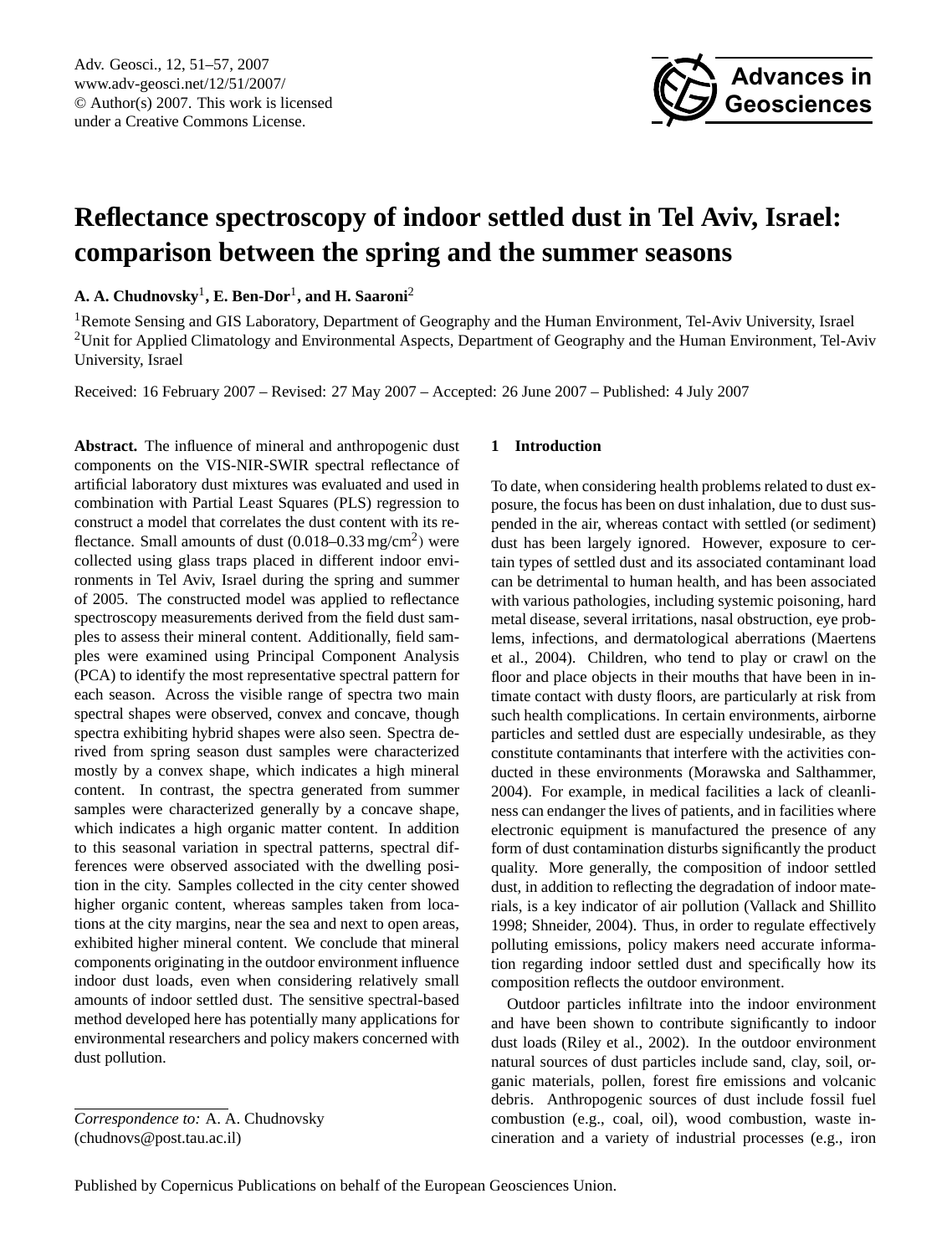# Reflectance spectroscopy of indoor settled dust in Tel Aviv, Israel: comparison between the spring and the summer seasons

**A. A. Chudnovsky**[1], **E. Ben-Dor**[1], **and H. Saaroni**[2]

[1]Remote Sensing and GIS Laboratory, Department of Geography and the Human Environment, Tel-Aviv University, Israel
[2]Unit for Applied Climatology and Environmental Aspects, Department of Geography and the Human Environment, Tel-Aviv University, Israel

Received: 16 February 2007 – Revised: 27 May 2007 – Accepted: 26 June 2007 – Published: 4 July 2007

**Abstract.** The influence of mineral and anthropogenic dust components on the VIS-NIR-SWIR spectral reflectance of artificial laboratory dust mixtures was evaluated and used in combination with Partial Least Squares (PLS) regression to construct a model that correlates the dust content with its reflectance. Small amounts of dust (0.018–0.33 $mg/cm^2$) were collected using glass traps placed in different indoor environments in Tel Aviv, Israel during the spring and summer of 2005. The constructed model was applied to reflectance spectroscopy measurements derived from the field dust samples to assess their mineral content. Additionally, field samples were examined using Principal Component Analysis (PCA) to identify the most representative spectral pattern for each season. Across the visible range of spectra two main spectral shapes were observed, convex and concave, though spectra exhibiting hybrid shapes were also seen. Spectra derived from spring season dust samples were characterized mostly by a convex shape, which indicates a high mineral content. In contrast, the spectra generated from summer samples were characterized generally by a concave shape, which indicates a high organic matter content. In addition to this seasonal variation in spectral patterns, spectral differences were observed associated with the dwelling position in the city. Samples collected in the city center showed higher organic content, whereas samples taken from locations at the city margins, near the sea and next to open areas, exhibited higher mineral content. We conclude that mineral components originating in the outdoor environment influence indoor dust loads, even when considering relatively small amounts of indoor settled dust. The sensitive spectral-based method developed here has potentially many applications for environmental researchers and policy makers concerned with dust pollution.

*Correspondence to:* A. A. Chudnovsky (chudnovs@post.tau.ac.il)

## 1 Introduction

To date, when considering health problems related to dust exposure, the focus has been on dust inhalation, due to dust suspended in the air, whereas contact with settled (or sediment) dust has been largely ignored. However, exposure to certain types of settled dust and its associated contaminant load can be detrimental to human health, and has been associated with various pathologies, including systemic poisoning, hard metal disease, several irritations, nasal obstruction, eye problems, infections, and dermatological aberrations (Maertens et al., 2004). Children, who tend to play or crawl on the floor and place objects in their mouths that have been in intimate contact with dusty floors, are particularly at risk from such health complications. In certain environments, airborne particles and settled dust are especially undesirable, as they constitute contaminants that interfere with the activities conducted in these environments (Morawska and Salthammer, 2004). For example, in medical facilities a lack of cleanliness can endanger the lives of patients, and in facilities where electronic equipment is manufactured the presence of any form of dust contamination disturbs significantly the product quality. More generally, the composition of indoor settled dust, in addition to reflecting the degradation of indoor materials, is a key indicator of air pollution (Vallack and Shillito 1998; Shneider, 2004). Thus, in order to regulate effectively polluting emissions, policy makers need accurate information regarding indoor settled dust and specifically how its composition reflects the outdoor environment.

Outdoor particles infiltrate into the indoor environment and have been shown to contribute significantly to indoor dust loads (Riley et al., 2002). In the outdoor environment natural sources of dust particles include sand, clay, soil, organic materials, pollen, forest fire emissions and volcanic debris. Anthropogenic sources of dust include fossil fuel combustion (e.g., coal, oil), wood combustion, waste incineration and a variety of industrial processes (e.g., iron

Published by Copernicus Publications on behalf of the European Geosciences Union.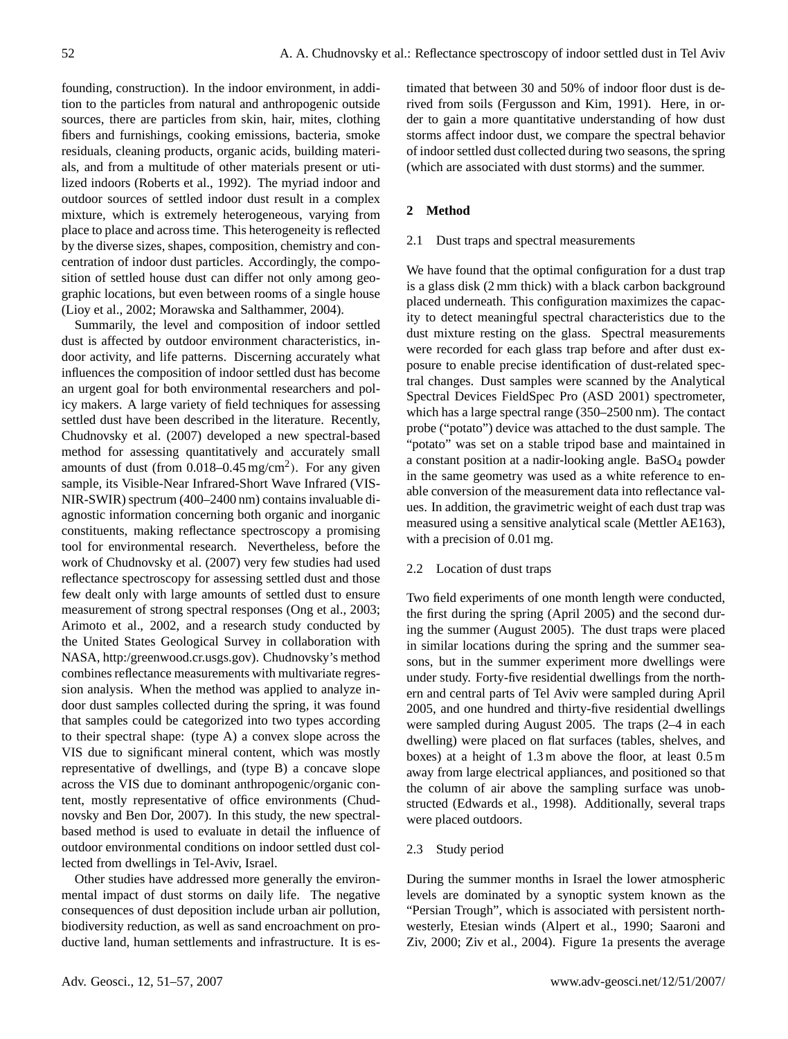founding, construction). In the indoor environment, in addition to the particles from natural and anthropogenic outside sources, there are particles from skin, hair, mites, clothing fibers and furnishings, cooking emissions, bacteria, smoke residuals, cleaning products, organic acids, building materials, and from a multitude of other materials present or utilized indoors (Roberts et al., 1992). The myriad indoor and outdoor sources of settled indoor dust result in a complex mixture, which is extremely heterogeneous, varying from place to place and across time. This heterogeneity is reflected by the diverse sizes, shapes, composition, chemistry and concentration of indoor dust particles. Accordingly, the composition of settled house dust can differ not only among geographic locations, but even between rooms of a single house (Lioy et al., 2002; Morawska and Salthammer, 2004).

Summarily, the level and composition of indoor settled dust is affected by outdoor environment characteristics, indoor activity, and life patterns. Discerning accurately what influences the composition of indoor settled dust has become an urgent goal for both environmental researchers and policy makers. A large variety of field techniques for assessing settled dust have been described in the literature. Recently, Chudnovsky et al. (2007) developed a new spectral-based method for assessing quantitatively and accurately small amounts of dust (from 0.018–0.45 $mg/cm^2$). For any given sample, its Visible-Near Infrared-Short Wave Infrared (VIS-NIR-SWIR) spectrum (400–2400 nm) contains invaluable diagnostic information concerning both organic and inorganic constituents, making reflectance spectroscopy a promising tool for environmental research. Nevertheless, before the work of Chudnovsky et al. (2007) very few studies had used reflectance spectroscopy for assessing settled dust and those few dealt only with large amounts of settled dust to ensure measurement of strong spectral responses (Ong et al., 2003; Arimoto et al., 2002, and a research study conducted by the United States Geological Survey in collaboration with NASA, http:/greenwood.cr.usgs.gov). Chudnovsky's method combines reflectance measurements with multivariate regression analysis. When the method was applied to analyze indoor dust samples collected during the spring, it was found that samples could be categorized into two types according to their spectral shape: (type A) a convex slope across the VIS due to significant mineral content, which was mostly representative of dwellings, and (type B) a concave slope across the VIS due to dominant anthropogenic/organic content, mostly representative of office environments (Chudnovsky and Ben Dor, 2007). In this study, the new spectral-based method is used to evaluate in detail the influence of outdoor environmental conditions on indoor settled dust collected from dwellings in Tel-Aviv, Israel.

Other studies have addressed more generally the environmental impact of dust storms on daily life. The negative consequences of dust deposition include urban air pollution, biodiversity reduction, as well as sand encroachment on productive land, human settlements and infrastructure. It is estimated that between 30 and 50% of indoor floor dust is derived from soils (Fergusson and Kim, 1991). Here, in order to gain a more quantitative understanding of how dust storms affect indoor dust, we compare the spectral behavior of indoor settled dust collected during two seasons, the spring (which are associated with dust storms) and the summer.

## 2 Method

### 2.1 Dust traps and spectral measurements

We have found that the optimal configuration for a dust trap is a glass disk (2 mm thick) with a black carbon background placed underneath. This configuration maximizes the capacity to detect meaningful spectral characteristics due to the dust mixture resting on the glass. Spectral measurements were recorded for each glass trap before and after dust exposure to enable precise identification of dust-related spectral changes. Dust samples were scanned by the Analytical Spectral Devices FieldSpec Pro (ASD 2001) spectrometer, which has a large spectral range (350–2500 nm). The contact probe ("potato") device was attached to the dust sample. The "potato" was set on a stable tripod base and maintained in a constant position at a nadir-looking angle. $BaSO_4$ powder in the same geometry was used as a white reference to enable conversion of the measurement data into reflectance values. In addition, the gravimetric weight of each dust trap was measured using a sensitive analytical scale (Mettler AE163), with a precision of 0.01 mg.

### 2.2 Location of dust traps

Two field experiments of one month length were conducted, the first during the spring (April 2005) and the second during the summer (August 2005). The dust traps were placed in similar locations during the spring and the summer seasons, but in the summer experiment more dwellings were under study. Forty-five residential dwellings from the northern and central parts of Tel Aviv were sampled during April 2005, and one hundred and thirty-five residential dwellings were sampled during August 2005. The traps (2–4 in each dwelling) were placed on flat surfaces (tables, shelves, and boxes) at a height of 1.3 m above the floor, at least 0.5 m away from large electrical appliances, and positioned so that the column of air above the sampling surface was unobstructed (Edwards et al., 1998). Additionally, several traps were placed outdoors.

### 2.3 Study period

During the summer months in Israel the lower atmospheric levels are dominated by a synoptic system known as the "Persian Trough", which is associated with persistent northwesterly, Etesian winds (Alpert et al., 1990; Saaroni and Ziv, 2000; Ziv et al., 2004). Figure 1a presents the average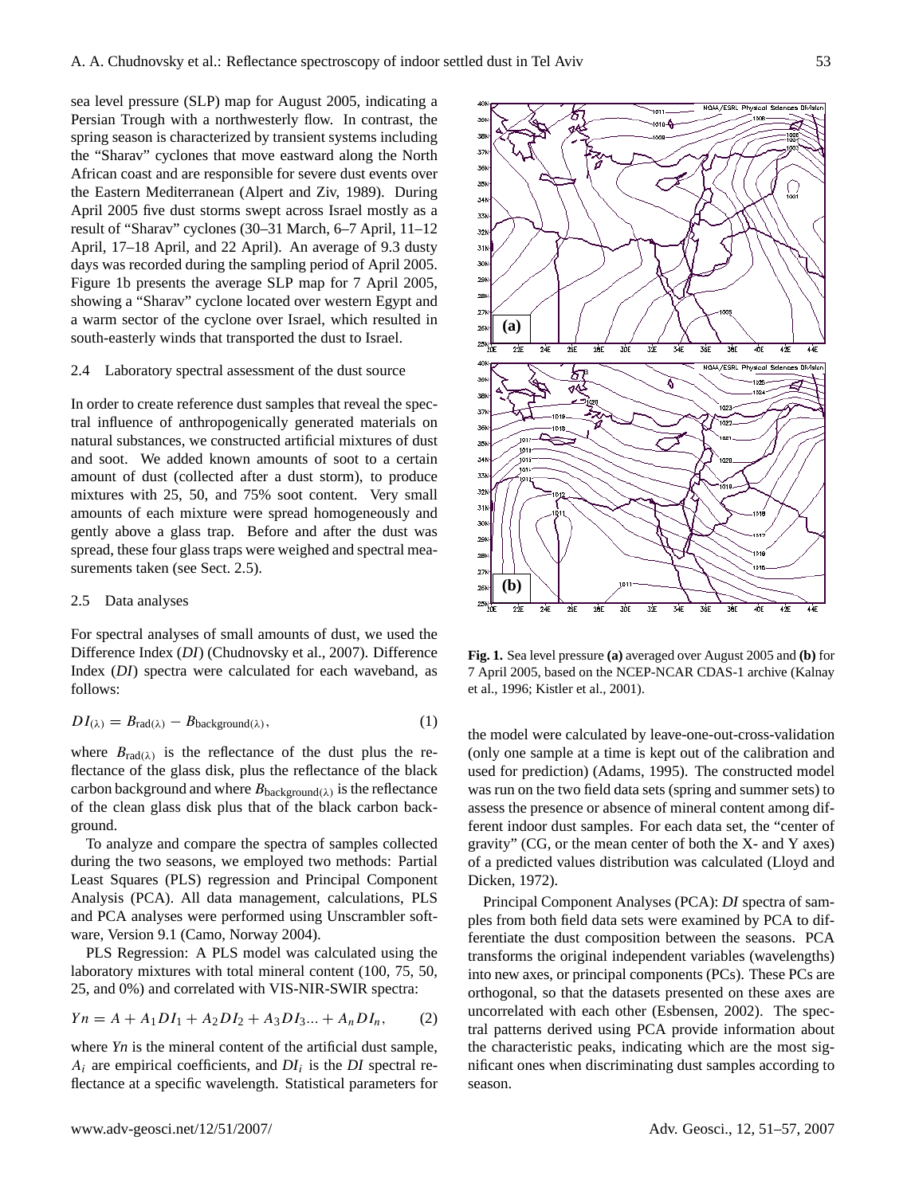sea level pressure (SLP) map for August 2005, indicating a Persian Trough with a northwesterly flow. In contrast, the spring season is characterized by transient systems including the "Sharav" cyclones that move eastward along the North African coast and are responsible for severe dust events over the Eastern Mediterranean (Alpert and Ziv, 1989). During April 2005 five dust storms swept across Israel mostly as a result of "Sharav" cyclones (30–31 March, 6–7 April, 11–12 April, 17–18 April, and 22 April). An average of 9.3 dusty days was recorded during the sampling period of April 2005. Figure 1b presents the average SLP map for 7 April 2005, showing a "Sharav" cyclone located over western Egypt and a warm sector of the cyclone over Israel, which resulted in south-easterly winds that transported the dust to Israel.

### 2.4 Laboratory spectral assessment of the dust source

In order to create reference dust samples that reveal the spectral influence of anthropogenically generated materials on natural substances, we constructed artificial mixtures of dust and soot. We added known amounts of soot to a certain amount of dust (collected after a dust storm), to produce mixtures with 25, 50, and 75% soot content. Very small amounts of each mixture were spread homogeneously and gently above a glass trap. Before and after the dust was spread, these four glass traps were weighed and spectral measurements taken (see Sect. 2.5).

### 2.5 Data analyses

For spectral analyses of small amounts of dust, we used the Difference Index (*DI*) (Chudnovsky et al., 2007). Difference Index (*DI*) spectra were calculated for each waveband, as follows:

$$DI_{(\lambda)} = B_{\text{rad}(\lambda)} - B_{\text{background}(\lambda)}, \quad (1)$$

where $B_{\text{rad}(\lambda)}$ is the reflectance of the dust plus the reflectance of the glass disk, plus the reflectance of the black carbon background and where $B_{\text{background}(\lambda)}$ is the reflectance of the clean glass disk plus that of the black carbon background.

To analyze and compare the spectra of samples collected during the two seasons, we employed two methods: Partial Least Squares (PLS) regression and Principal Component Analysis (PCA). All data management, calculations, PLS and PCA analyses were performed using Unscrambler software, Version 9.1 (Camo, Norway 2004).

PLS Regression: A PLS model was calculated using the laboratory mixtures with total mineral content (100, 75, 50, 25, and 0%) and correlated with VIS-NIR-SWIR spectra:

$$Yn = A + A_1 DI_1 + A_2 DI_2 + A_3 DI_3 ... + A_n DI_n, \quad (2)$$

where *Yn* is the mineral content of the artificial dust sample, $A_i$ are empirical coefficients, and $DI_i$ is the *DI* spectral reflectance at a specific wavelength. Statistical parameters for the model were calculated by leave-one-out-cross-validation (only one sample at a time is kept out of the calibration and used for prediction) (Adams, 1995). The constructed model was run on the two field data sets (spring and summer sets) to assess the presence or absence of mineral content among different indoor dust samples. For each data set, the "center of gravity" (CG, or the mean center of both the X- and Y axes) of a predicted values distribution was calculated (Lloyd and Dicken, 1972).

Principal Component Analyses (PCA): *DI* spectra of samples from both field data sets were examined by PCA to differentiate the dust composition between the seasons. PCA transforms the original independent variables (wavelengths) into new axes, or principal components (PCs). These PCs are orthogonal, so that the datasets presented on these axes are uncorrelated with each other (Esbensen, 2002). The spectral patterns derived using PCA provide information about the characteristic peaks, indicating which are the most significant ones when discriminating dust samples according to season.

**Fig. 1.** Sea level pressure **(a)** averaged over August 2005 and **(b)** for 7 April 2005, based on the NCEP-NCAR CDAS-1 archive (Kalnay et al., 1996; Kistler et al., 2001).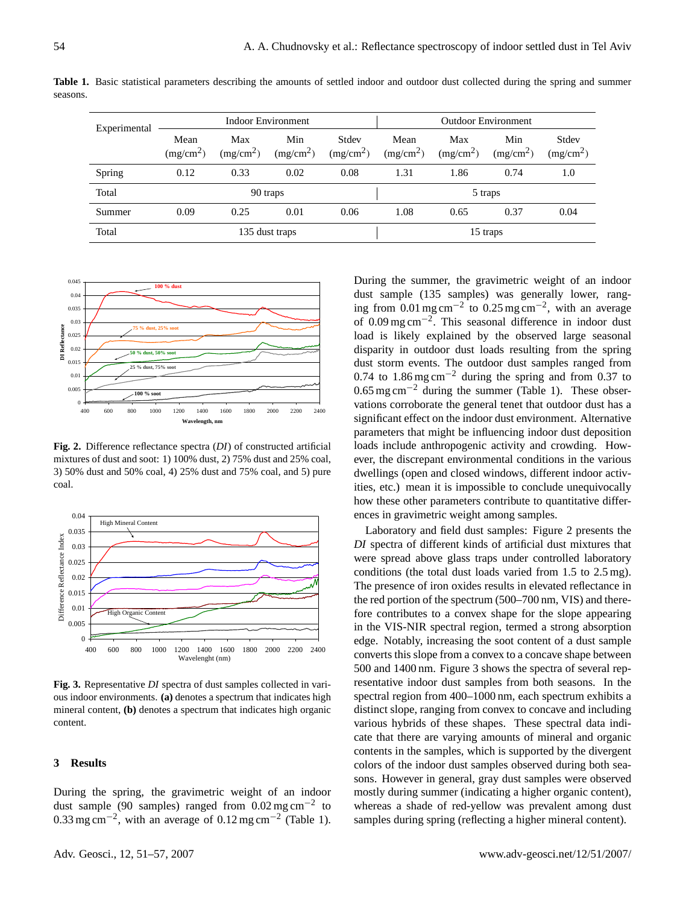**Table 1.** Basic statistical parameters describing the amounts of settled indoor and outdoor dust collected during the spring and summer seasons.

| Experimental | Indoor Environment | | | | Outdoor Environment | | | |
|---|---|---|---|---|---|---|---|---|
| | Mean ($mg/cm^2$) | Max ($mg/cm^2$) | Min ($mg/cm^2$) | Stdev ($mg/cm^2$) | Mean ($mg/cm^2$) | Max ($mg/cm^2$) | Min ($mg/cm^2$) | Stdev ($mg/cm^2$) |
| Spring | 0.12 | 0.33 | 0.02 | 0.08 | 1.31 | 1.86 | 0.74 | 1.0 |
| Total | 90 traps | | | | 5 traps | | | |
| Summer | 0.09 | 0.25 | 0.01 | 0.06 | 1.08 | 0.65 | 0.37 | 0.04 |
| Total | 135 dust traps | | | | 15 traps | | | |

**Fig. 2.** Difference reflectance spectra (*DI*) of constructed artificial mixtures of dust and soot: 1) 100% dust, 2) 75% dust and 25% coal, 3) 50% dust and 50% coal, 4) 25% dust and 75% coal, and 5) pure coal.

**Fig. 3.** Representative *DI* spectra of dust samples collected in various indoor environments. **(a)** denotes a spectrum that indicates high mineral content, **(b)** denotes a spectrum that indicates high organic content.

## 3 Results

During the spring, the gravimetric weight of an indoor dust sample (90 samples) ranged from 0.02 $mg\,cm^{-2}$ to 0.33 $mg\,cm^{-2}$, with an average of 0.12 $mg\,cm^{-2}$ (Table 1). During the summer, the gravimetric weight of an indoor dust sample (135 samples) was generally lower, ranging from 0.01 $mg\,cm^{-2}$ to 0.25 $mg\,cm^{-2}$, with an average of 0.09 $mg\,cm^{-2}$. This seasonal difference in indoor dust load is likely explained by the observed large seasonal disparity in outdoor dust loads resulting from the spring dust storm events. The outdoor dust samples ranged from 0.74 to 1.86 $mg\,cm^{-2}$ during the spring and from 0.37 to 0.65 $mg\,cm^{-2}$ during the summer (Table 1). These observations corroborate the general tenet that outdoor dust has a significant effect on the indoor dust environment. Alternative parameters that might be influencing indoor dust deposition loads include anthropogenic activity and crowding. However, the discrepant environmental conditions in the various dwellings (open and closed windows, different indoor activities, etc.) mean it is impossible to conclude unequivocally how these other parameters contribute to quantitative differences in gravimetric weight among samples.

Laboratory and field dust samples: Figure 2 presents the *DI* spectra of different kinds of artificial dust mixtures that were spread above glass traps under controlled laboratory conditions (the total dust loads varied from 1.5 to 2.5 mg). The presence of iron oxides results in elevated reflectance in the red portion of the spectrum (500–700 nm, VIS) and therefore contributes to a convex shape for the slope appearing in the VIS-NIR spectral region, termed a strong absorption edge. Notably, increasing the soot content of a dust sample converts this slope from a convex to a concave shape between 500 and 1400 nm. Figure 3 shows the spectra of several representative indoor dust samples from both seasons. In the spectral region from 400–1000 nm, each spectrum exhibits a distinct slope, ranging from convex to concave and including various hybrids of these shapes. These spectral data indicate that there are varying amounts of mineral and organic contents in the samples, which is supported by the divergent colors of the indoor dust samples observed during both seasons. However in general, gray dust samples were observed mostly during summer (indicating a higher organic content), whereas a shade of red-yellow was prevalent among dust samples during spring (reflecting a higher mineral content).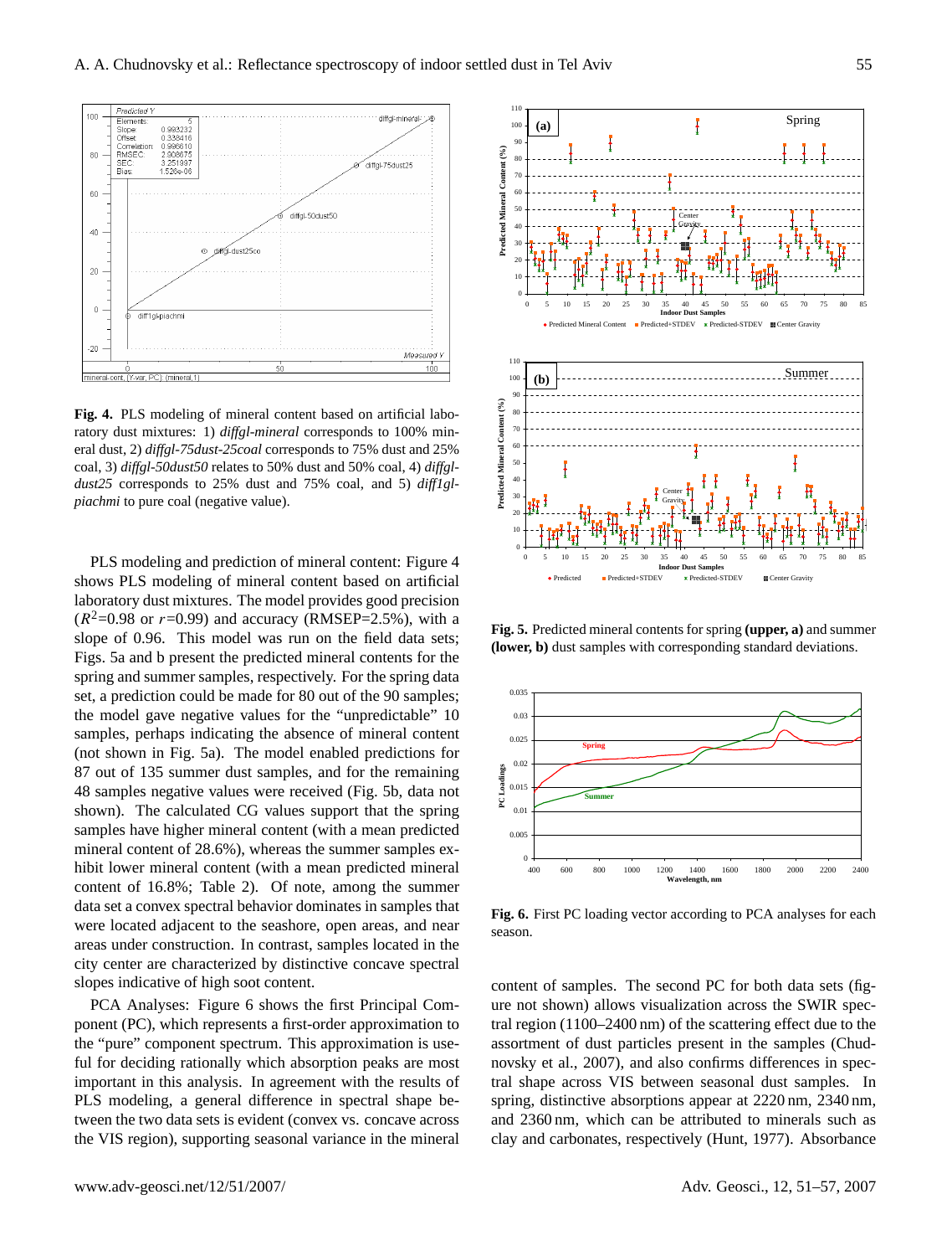**Fig. 4.** PLS modeling of mineral content based on artificial laboratory dust mixtures: 1) *diffgl-mineral* corresponds to 100% mineral dust, 2) *diffgl-75dust-25coal* corresponds to 75% dust and 25% coal, 3) *diffgl-50dust50* relates to 50% dust and 50% coal, 4) *diffgl-dust25* corresponds to 25% dust and 75% coal, and 5) *diff1gl-piachmi* to pure coal (negative value).

PLS modeling and prediction of mineral content: Figure 4 shows PLS modeling of mineral content based on artificial laboratory dust mixtures. The model provides good precision ($R^2$=0.98 or $r$=0.99) and accuracy (RMSEP=2.5%), with a slope of 0.96. This model was run on the field data sets; Figs. 5a and b present the predicted mineral contents for the spring and summer samples, respectively. For the spring data set, a prediction could be made for 80 out of the 90 samples; the model gave negative values for the "unpredictable" 10 samples, perhaps indicating the absence of mineral content (not shown in Fig. 5a). The model enabled predictions for 87 out of 135 summer dust samples, and for the remaining 48 samples negative values were received (Fig. 5b, data not shown). The calculated CG values support that the spring samples have higher mineral content (with a mean predicted mineral content of 28.6%), whereas the summer samples exhibit lower mineral content (with a mean predicted mineral content of 16.8%; Table 2). Of note, among the summer data set a convex spectral behavior dominates in samples that were located adjacent to the seashore, open areas, and near areas under construction. In contrast, samples located in the city center are characterized by distinctive concave spectral slopes indicative of high soot content.

PCA Analyses: Figure 6 shows the first Principal Component (PC), which represents a first-order approximation to the "pure" component spectrum. This approximation is useful for deciding rationally which absorption peaks are most important in this analysis. In agreement with the results of PLS modeling, a general difference in spectral shape between the two data sets is evident (convex vs. concave across the VIS region), supporting seasonal variance in the mineral content of samples. The second PC for both data sets (figure not shown) allows visualization across the SWIR spectral region (1100–2400 nm) of the scattering effect due to the assortment of dust particles present in the samples (Chudnovsky et al., 2007), and also confirms differences in spectral shape across VIS between seasonal dust samples. In spring, distinctive absorptions appear at 2220 nm, 2340 nm, and 2360 nm, which can be attributed to minerals such as clay and carbonates, respectively (Hunt, 1977). Absorbance

**Fig. 5.** Predicted mineral contents for spring **(upper, a)** and summer **(lower, b)** dust samples with corresponding standard deviations.

**Fig. 6.** First PC loading vector according to PCA analyses for each season.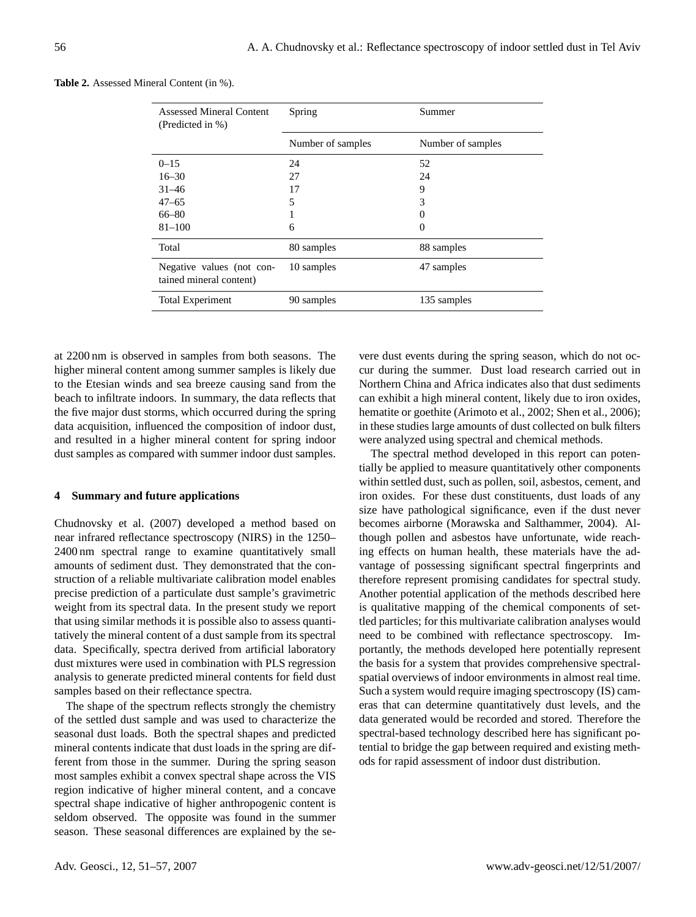**Table 2.** Assessed Mineral Content (in %).

| Assessed Mineral Content (Predicted in %) | Spring | Summer |
|---|---|---|
| | Number of samples | Number of samples |
| 0–15 | 24 | 52 |
| 16–30 | 27 | 24 |
| 31–46 | 17 | 9 |
| 47–65 | 5 | 3 |
| 66–80 | 1 | 0 |
| 81–100 | 6 | 0 |
| Total | 80 samples | 88 samples |
| Negative values (not contained mineral content) | 10 samples | 47 samples |
| Total Experiment | 90 samples | 135 samples |

at 2200 nm is observed in samples from both seasons. The higher mineral content among summer samples is likely due to the Etesian winds and sea breeze causing sand from the beach to infiltrate indoors. In summary, the data reflects that the five major dust storms, which occurred during the spring data acquisition, influenced the composition of indoor dust, and resulted in a higher mineral content for spring indoor dust samples as compared with summer indoor dust samples.

## 4 Summary and future applications

Chudnovsky et al. (2007) developed a method based on near infrared reflectance spectroscopy (NIRS) in the 1250–2400 nm spectral range to examine quantitatively small amounts of sediment dust. They demonstrated that the construction of a reliable multivariate calibration model enables precise prediction of a particulate dust sample's gravimetric weight from its spectral data. In the present study we report that using similar methods it is possible also to assess quantitatively the mineral content of a dust sample from its spectral data. Specifically, spectra derived from artificial laboratory dust mixtures were used in combination with PLS regression analysis to generate predicted mineral contents for field dust samples based on their reflectance spectra.

The shape of the spectrum reflects strongly the chemistry of the settled dust sample and was used to characterize the seasonal dust loads. Both the spectral shapes and predicted mineral contents indicate that dust loads in the spring are different from those in the summer. During the spring season most samples exhibit a convex spectral shape across the VIS region indicative of higher mineral content, and a concave spectral shape indicative of higher anthropogenic content is seldom observed. The opposite was found in the summer season. These seasonal differences are explained by the severe dust events during the spring season, which do not occur during the summer. Dust load research carried out in Northern China and Africa indicates also that dust sediments can exhibit a high mineral content, likely due to iron oxides, hematite or goethite (Arimoto et al., 2002; Shen et al., 2006); in these studies large amounts of dust collected on bulk filters were analyzed using spectral and chemical methods.

The spectral method developed in this report can potentially be applied to measure quantitatively other components within settled dust, such as pollen, soil, asbestos, cement, and iron oxides. For these dust constituents, dust loads of any size have pathological significance, even if the dust never becomes airborne (Morawska and Salthammer, 2004). Although pollen and asbestos have unfortunate, wide reaching effects on human health, these materials have the advantage of possessing significant spectral fingerprints and therefore represent promising candidates for spectral study. Another potential application of the methods described here is qualitative mapping of the chemical components of settled particles; for this multivariate calibration analyses would need to be combined with reflectance spectroscopy. Importantly, the methods developed here potentially represent the basis for a system that provides comprehensive spectral-spatial overviews of indoor environments in almost real time. Such a system would require imaging spectroscopy (IS) cameras that can determine quantitatively dust levels, and the data generated would be recorded and stored. Therefore the spectral-based technology described here has significant potential to bridge the gap between required and existing methods for rapid assessment of indoor dust distribution.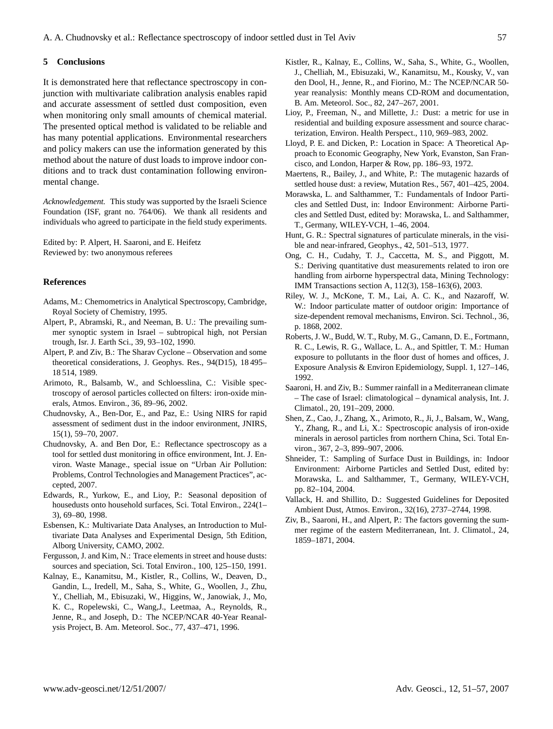## 5 Conclusions

It is demonstrated here that reflectance spectroscopy in conjunction with multivariate calibration analysis enables rapid and accurate assessment of settled dust composition, even when monitoring only small amounts of chemical material. The presented optical method is validated to be reliable and has many potential applications. Environmental researchers and policy makers can use the information generated by this method about the nature of dust loads to improve indoor conditions and to track dust contamination following environmental change.

*Acknowledgement.* This study was supported by the Israeli Science Foundation (ISF, grant no. 764/06). We thank all residents and individuals who agreed to participate in the field study experiments.

Edited by: P. Alpert, H. Saaroni, and E. Heifetz
Reviewed by: two anonymous referees

## References

Adams, M.: Chemometrics in Analytical Spectroscopy, Cambridge, Royal Society of Chemistry, 1995.

Alpert, P., Abramski, R., and Neeman, B. U.: The prevailing summer synoptic system in Israel – subtropical high, not Persian trough, Isr. J. Earth Sci., 39, 93–102, 1990.

Alpert, P. and Ziv, B.: The Sharav Cyclone – Observation and some theoretical considerations, J. Geophys. Res., 94(D15), 18 495–18 514, 1989.

Arimoto, R., Balsamb, W., and Schloesslina, C.: Visible spectroscopy of aerosol particles collected on filters: iron-oxide minerals, Atmos. Environ., 36, 89–96, 2002.

Chudnovsky, A., Ben-Dor, E., and Paz, E.: Using NIRS for rapid assessment of sediment dust in the indoor environment, JNIRS, 15(1), 59–70, 2007.

Chudnovsky, A. and Ben Dor, E.: Reflectance spectroscopy as a tool for settled dust monitoring in office environment, Int. J. Environ. Waste Manage., special issue on "Urban Air Pollution: Problems, Control Technologies and Management Practices", accepted, 2007.

Edwards, R., Yurkow, E., and Lioy, P.: Seasonal deposition of housedusts onto household surfaces, Sci. Total Environ., 224(1–3), 69–80, 1998.

Esbensen, K.: Multivariate Data Analyses, an Introduction to Multivariate Data Analyses and Experimental Design, 5th Edition, Alborg University, CAMO, 2002.

Fergusson, J. and Kim, N.: Trace elements in street and house dusts: sources and speciation, Sci. Total Environ., 100, 125–150, 1991.

Kalnay, E., Kanamitsu, M., Kistler, R., Collins, W., Deaven, D., Gandin, L., Iredell, M., Saha, S., White, G., Woollen, J., Zhu, Y., Chelliah, M., Ebisuzaki, W., Higgins, W., Janowiak, J., Mo, K. C., Ropelewski, C., Wang,J., Leetmaa, A., Reynolds, R., Jenne, R., and Joseph, D.: The NCEP/NCAR 40-Year Reanalysis Project, B. Am. Meteorol. Soc., 77, 437–471, 1996.

Kistler, R., Kalnay, E., Collins, W., Saha, S., White, G., Woollen, J., Chelliah, M., Ebisuzaki, W., Kanamitsu, M., Kousky, V., van den Dool, H., Jenne, R., and Fiorino, M.: The NCEP/NCAR 50-year reanalysis: Monthly means CD-ROM and documentation, B. Am. Meteorol. Soc., 82, 247–267, 2001.

Lioy, P., Freeman, N., and Millette, J.: Dust: a metric for use in residential and building exposure assessment and source characterization, Environ. Health Perspect., 110, 969–983, 2002.

Lloyd, P. E. and Dicken, P.: Location in Space: A Theoretical Approach to Economic Geography, New York, Evanston, San Francisco, and London, Harper & Row, pp. 186–93, 1972.

Maertens, R., Bailey, J., and White, P.: The mutagenic hazards of settled house dust: a review, Mutation Res., 567, 401–425, 2004.

Morawska, L. and Salthammer, T.: Fundamentals of Indoor Particles and Settled Dust, in: Indoor Environment: Airborne Particles and Settled Dust, edited by: Morawska, L. and Salthammer, T., Germany, WILEY-VCH, 1–46, 2004.

Hunt, G. R.: Spectral signatures of particulate minerals, in the visible and near-infrared, Geophys., 42, 501–513, 1977.

Ong, C. H., Cudahy, T. J., Caccetta, M. S., and Piggott, M. S.: Deriving quantitative dust measurements related to iron ore handling from airborne hyperspectral data, Mining Technology: IMM Transactions section A, 112(3), 158–163(6), 2003.

Riley, W. J., McKone, T. M., Lai, A. C. K., and Nazaroff, W. W.: Indoor particulate matter of outdoor origin: Importance of size-dependent removal mechanisms, Environ. Sci. Technol., 36, p. 1868, 2002.

Roberts, J. W., Budd, W. T., Ruby, M. G., Camann, D. E., Fortmann, R. C., Lewis, R. G., Wallace, L. A., and Spittler, T. M.: Human exposure to pollutants in the floor dust of homes and offices, J. Exposure Analysis & Environ Epidemiology, Suppl. 1, 127–146, 1992.

Saaroni, H. and Ziv, B.: Summer rainfall in a Mediterranean climate – The case of Israel: climatological – dynamical analysis, Int. J. Climatol., 20, 191–209, 2000.

Shen, Z., Cao, J., Zhang, X., Arimoto, R., Ji, J., Balsam, W., Wang, Y., Zhang, R., and Li, X.: Spectroscopic analysis of iron-oxide minerals in aerosol particles from northern China, Sci. Total Environ., 367, 2–3, 899–907, 2006.

Shneider, T.: Sampling of Surface Dust in Buildings, in: Indoor Environment: Airborne Particles and Settled Dust, edited by: Morawska, L. and Salthammer, T., Germany, WILEY-VCH, pp. 82–104, 2004.

Vallack, H. and Shillito, D.: Suggested Guidelines for Deposited Ambient Dust, Atmos. Environ., 32(16), 2737–2744, 1998.

Ziv, B., Saaroni, H., and Alpert, P.: The factors governing the summer regime of the eastern Mediterranean, Int. J. Climatol., 24, 1859–1871, 2004.